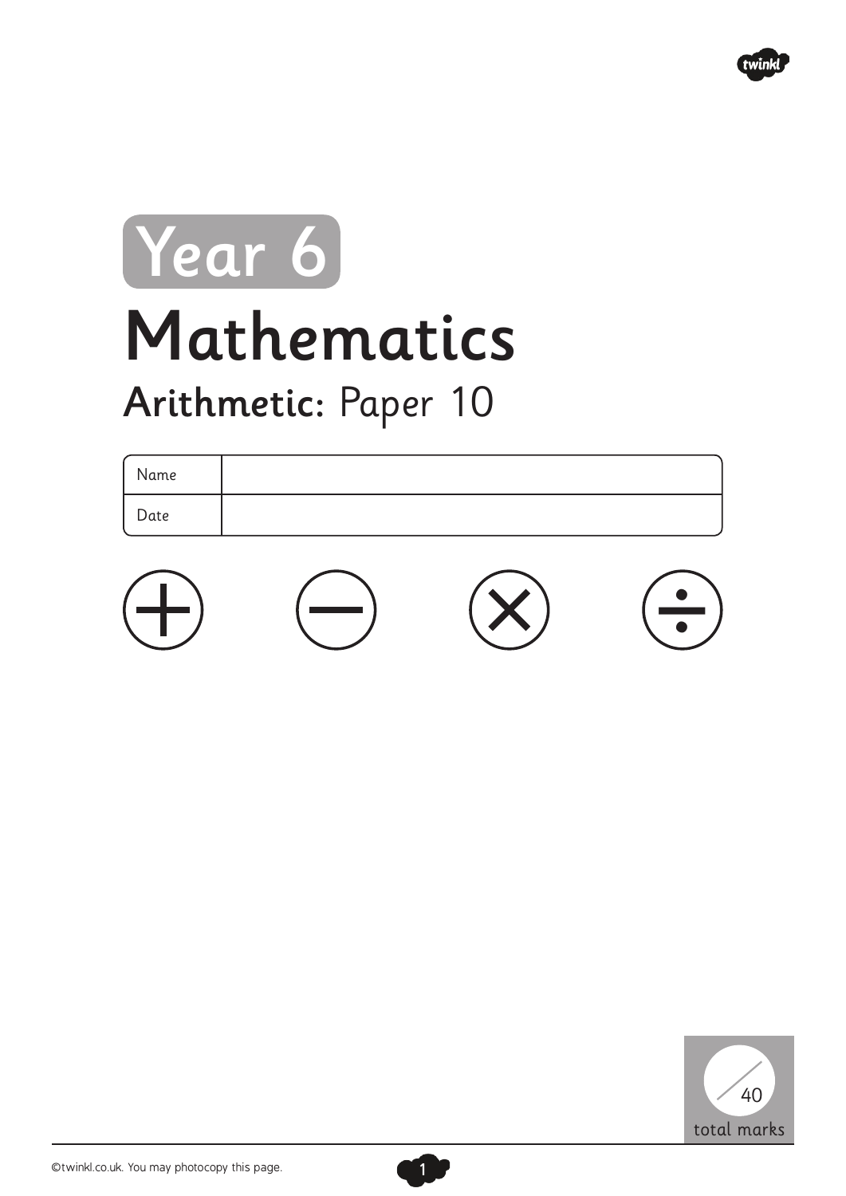# Year 6

# Mathematics

## Arithmetic: Paper 10

| Name | |
|---|---|
| Date | |

$+ \quad - \quad \times \quad \div$

/ 40

total marks

©twinkl.co.uk. You may photocopy this page.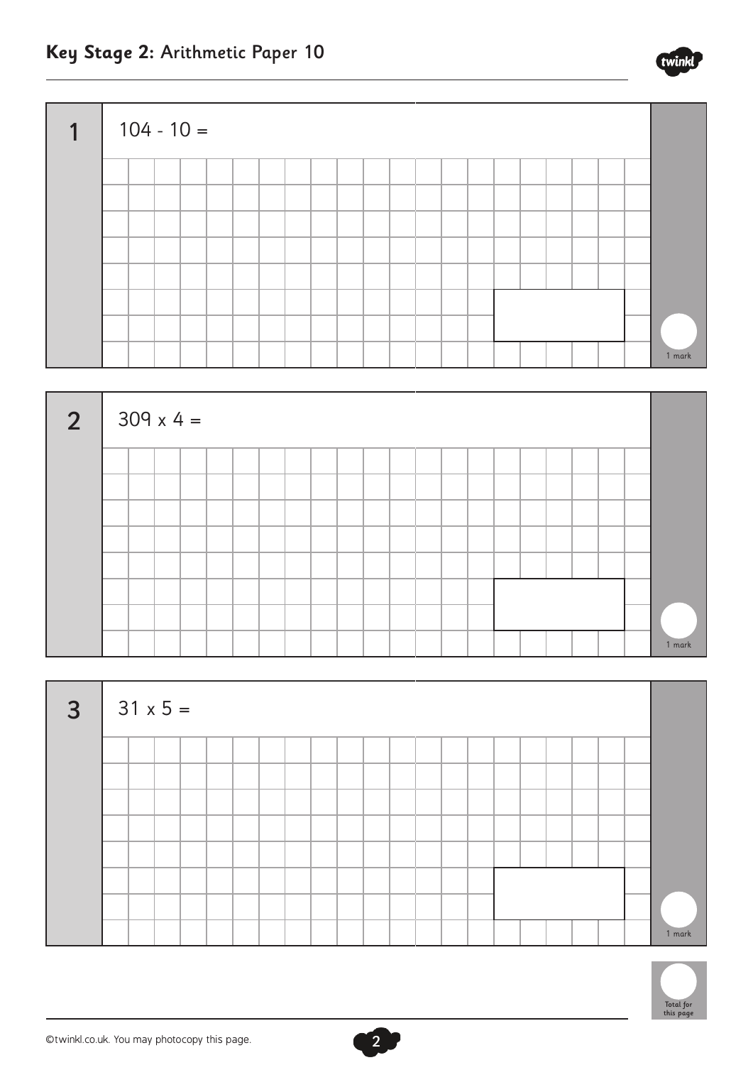**1** $104 - 10 =$

1 mark

**2** $309 \times 4 =$

1 mark

**3** $31 \times 5 =$

1 mark

Total for this page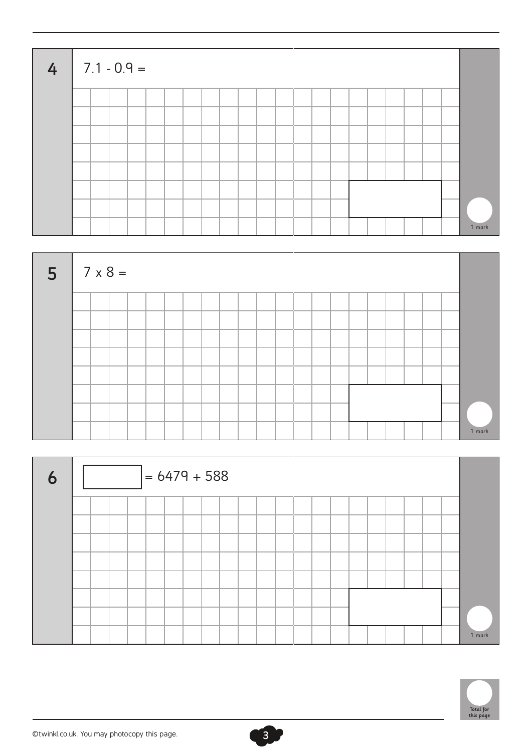**4** $7.1 - 0.9 =$

1 mark

**5** $7 \times 8 =$

1 mark

**6** $\square = 6479 + 588$

1 mark

Total for this page

©twinkl.co.uk. You may photocopy this page.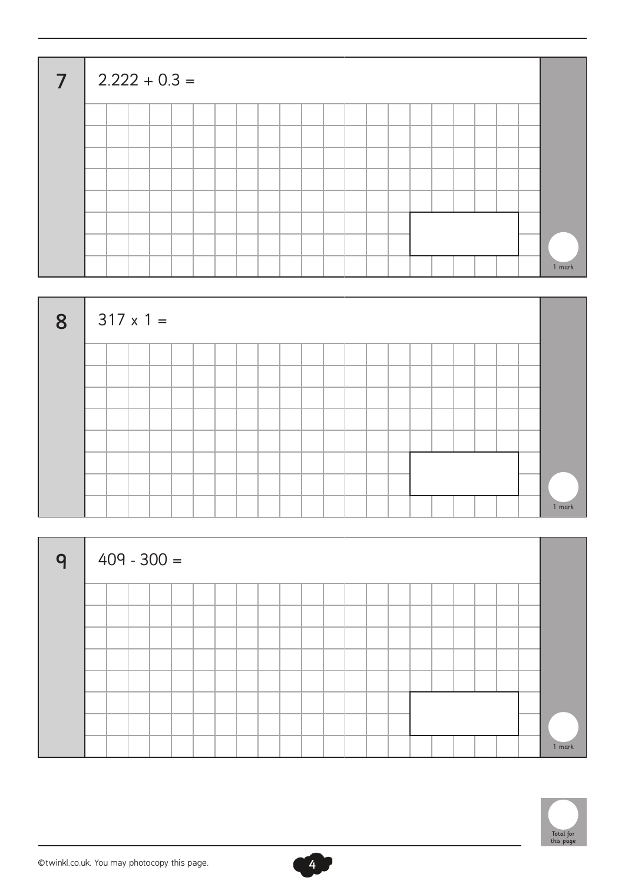**7** $2.222 + 0.3 =$

1 mark

**8** $317 \times 1 =$

1 mark

**9** $409 - 300 =$

1 mark

Total for this page

©twinkl.co.uk. You may photocopy this page.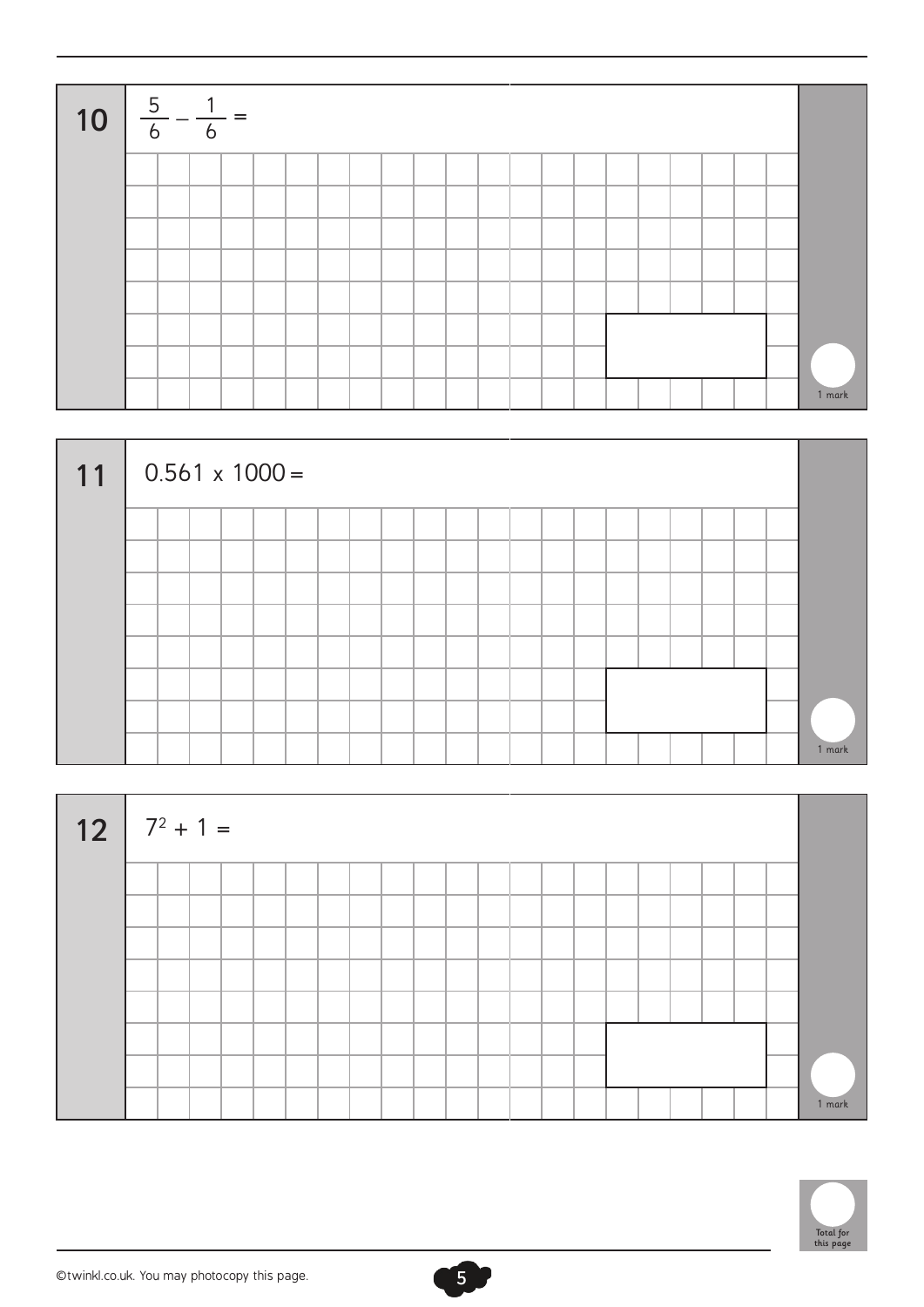**10** $\frac{5}{6} - \frac{1}{6} =$

1 mark

**11** $0.561 \times 1000 =$

1 mark

**12** $7^2 + 1 =$

1 mark

Total for this page

©twinkl.co.uk. You may photocopy this page.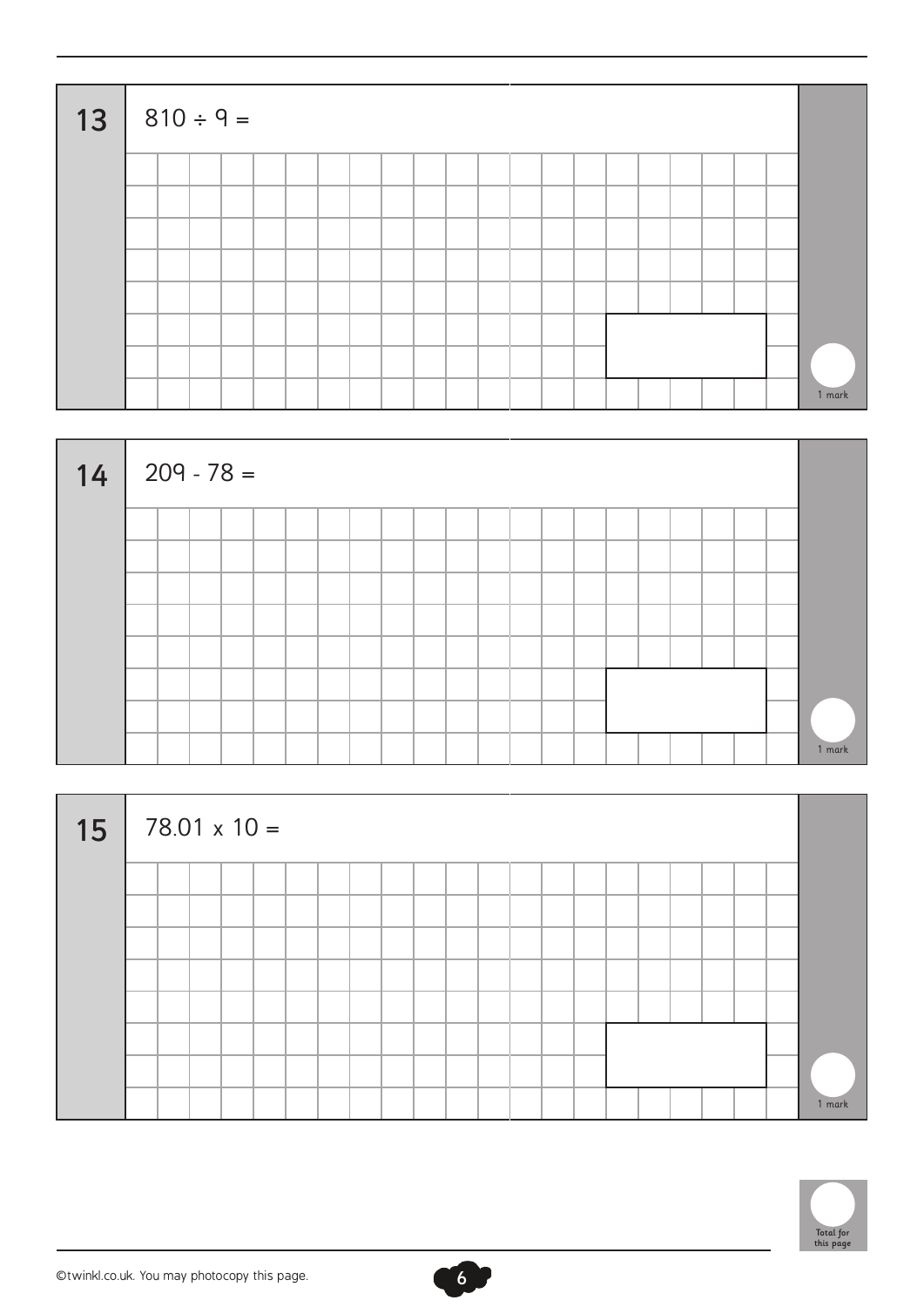**13** $810 \div 9 =$

1 mark

**14** $209 - 78 =$

1 mark

**15** $78.01 \times 10 =$

1 mark

Total for this page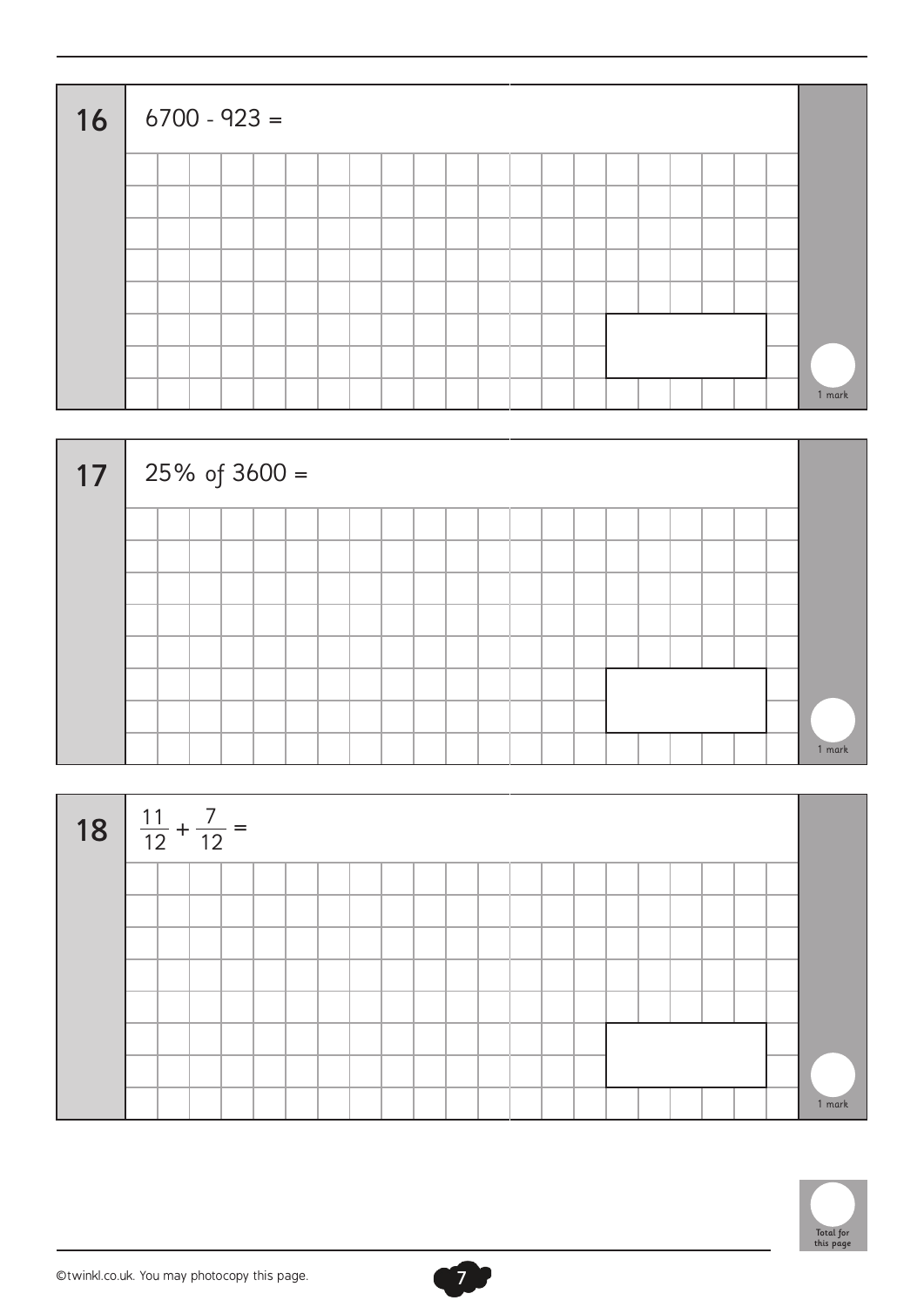**16** $6700 - 923 =$

1 mark

**17** $25\%$ of $3600 =$

1 mark

**18** $\frac{11}{12} + \frac{7}{12} =$

1 mark

Total for this page

©twinkl.co.uk. You may photocopy this page.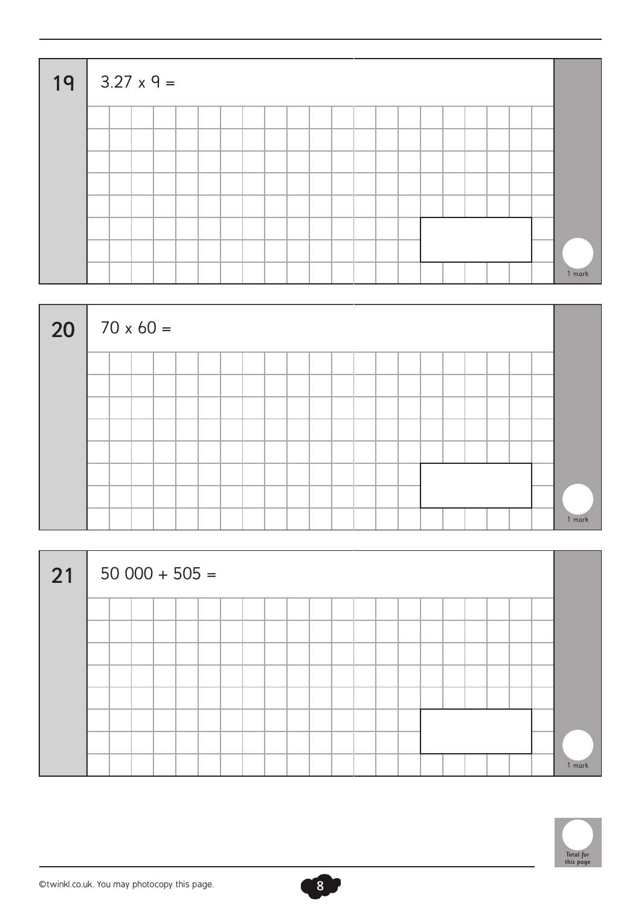**19** $3.27 \times 9 =$

1 mark

**20** $70 \times 60 =$

1 mark

**21** $50\,000 + 505 =$

1 mark

Total for this page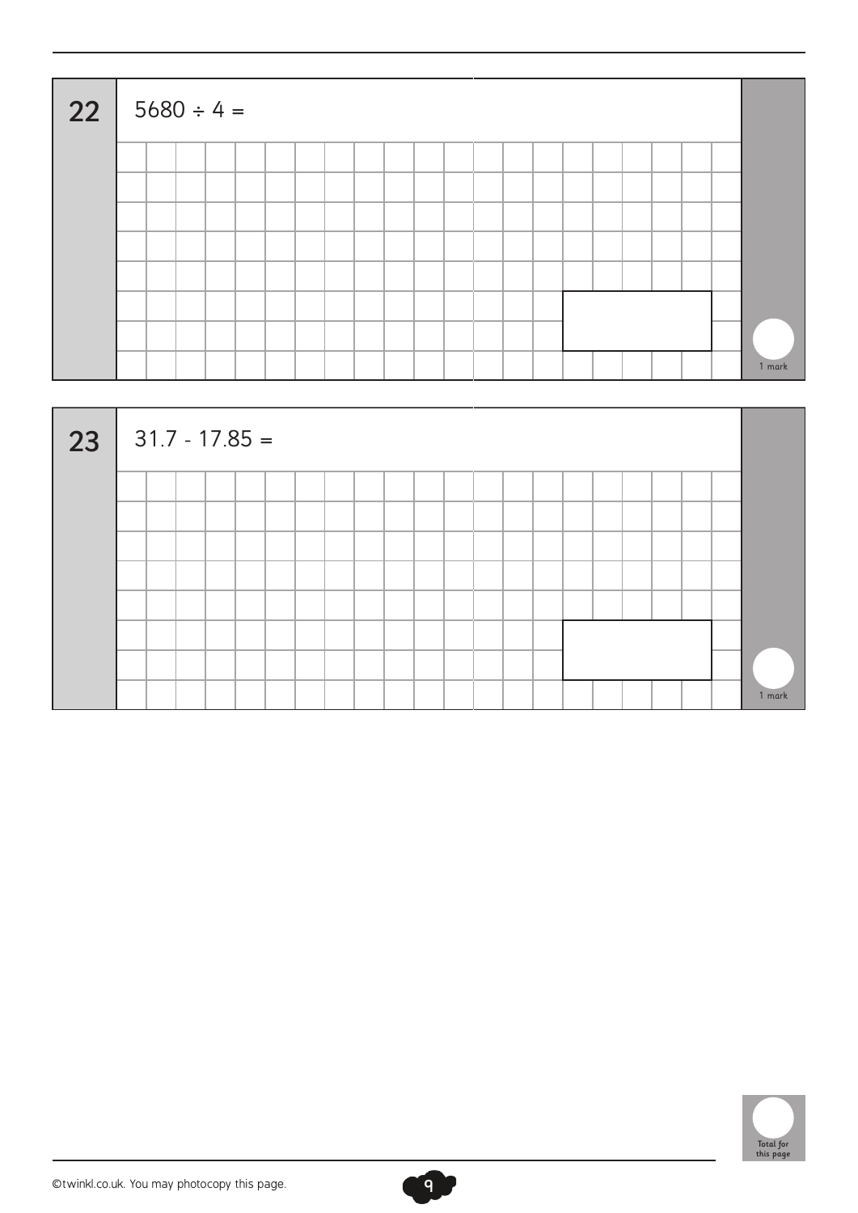**22**

$5680 \div 4 =$

1 mark

**23**

$31.7 - 17.85 =$

1 mark

Total for this page

©twinkl.co.uk. You may photocopy this page.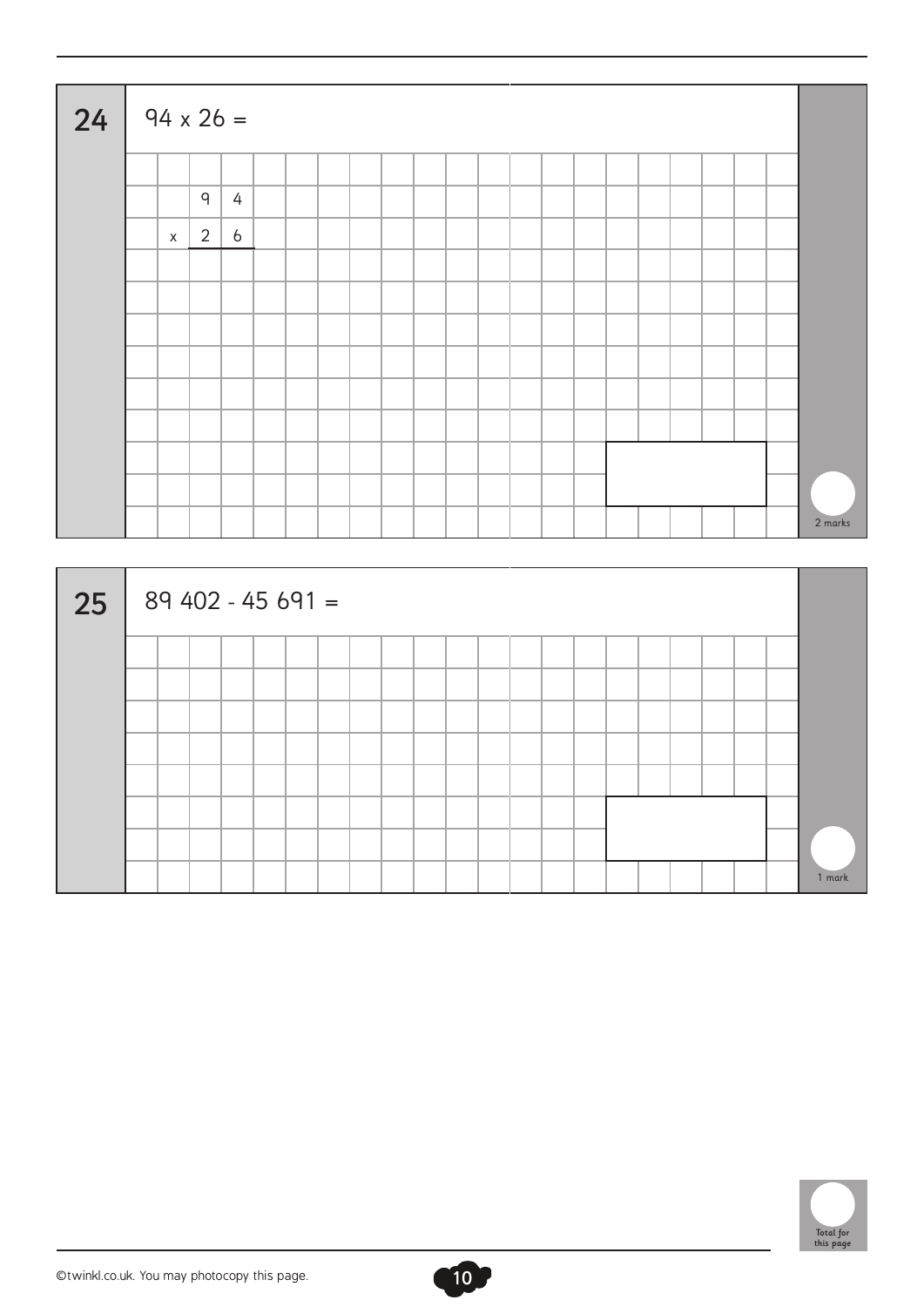**24** $94 \times 26 =$

```
    9 4
x   2 6
```

2 marks

**25** $89\ 402 - 45\ 691 =$

1 mark

Total for this page

©twinkl.co.uk. You may photocopy this page.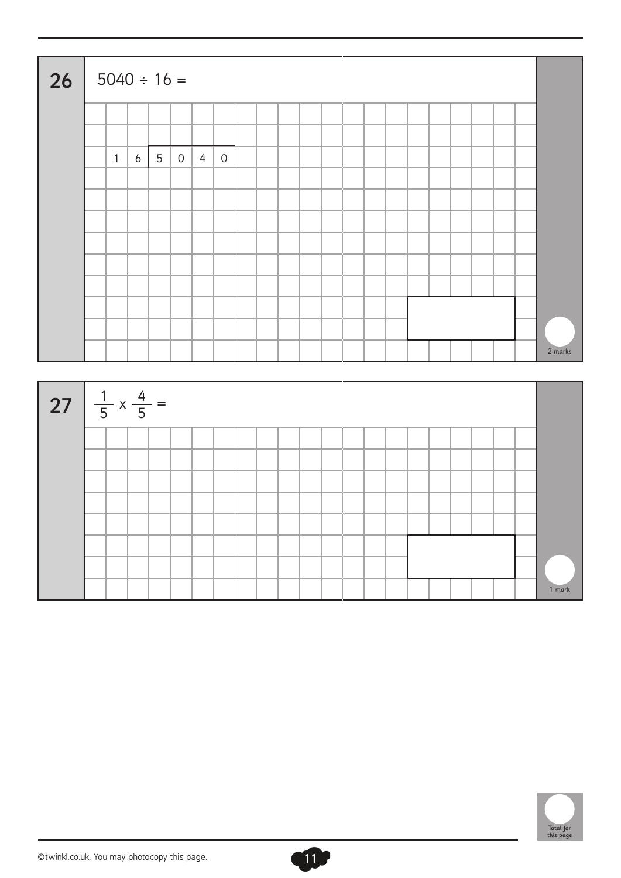**26** $5040 \div 16 =$

$$16 \overline{)5040}$$

2 marks

**27** $\frac{1}{5} \times \frac{4}{5} =$

1 mark

Total for this page

©twinkl.co.uk. You may photocopy this page.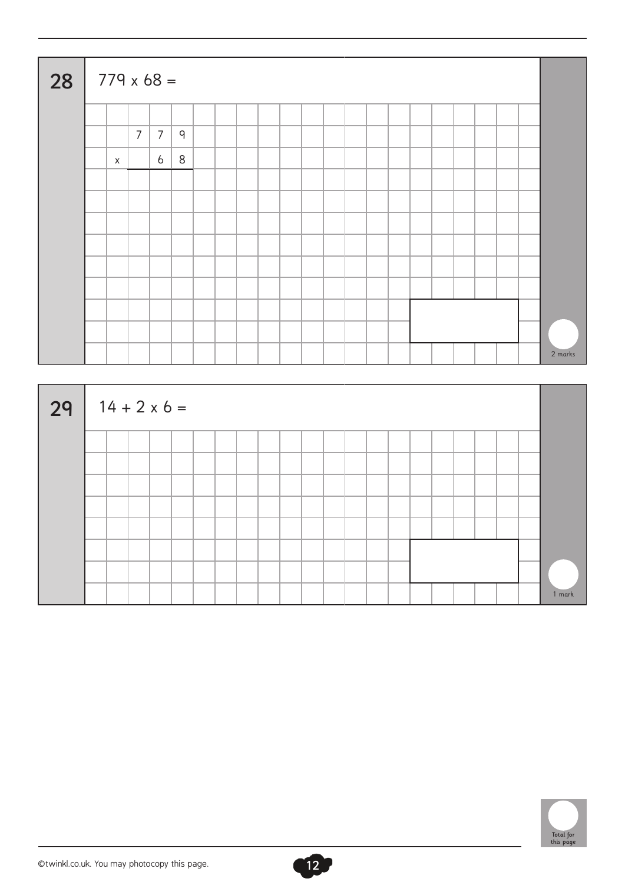## 28

$779 \times 68 =$

```
    7 7 9
 x    6 8
```

2 marks

## 29

$14 + 2 \times 6 =$

1 mark

Total for this page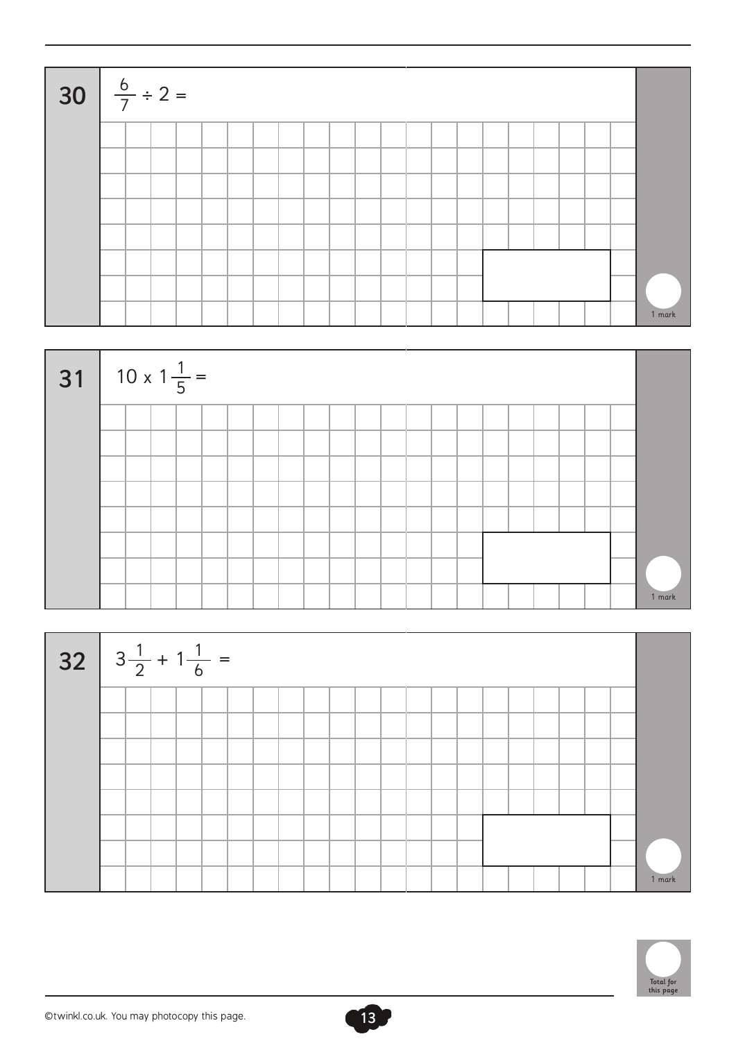**30** $\frac{6}{7} \div 2 =$

1 mark

**31** $10 \times 1\frac{1}{5} =$

1 mark

**32** $3\frac{1}{2} + 1\frac{1}{6} =$

1 mark

Total for this page

©twinkl.co.uk. You may photocopy this page.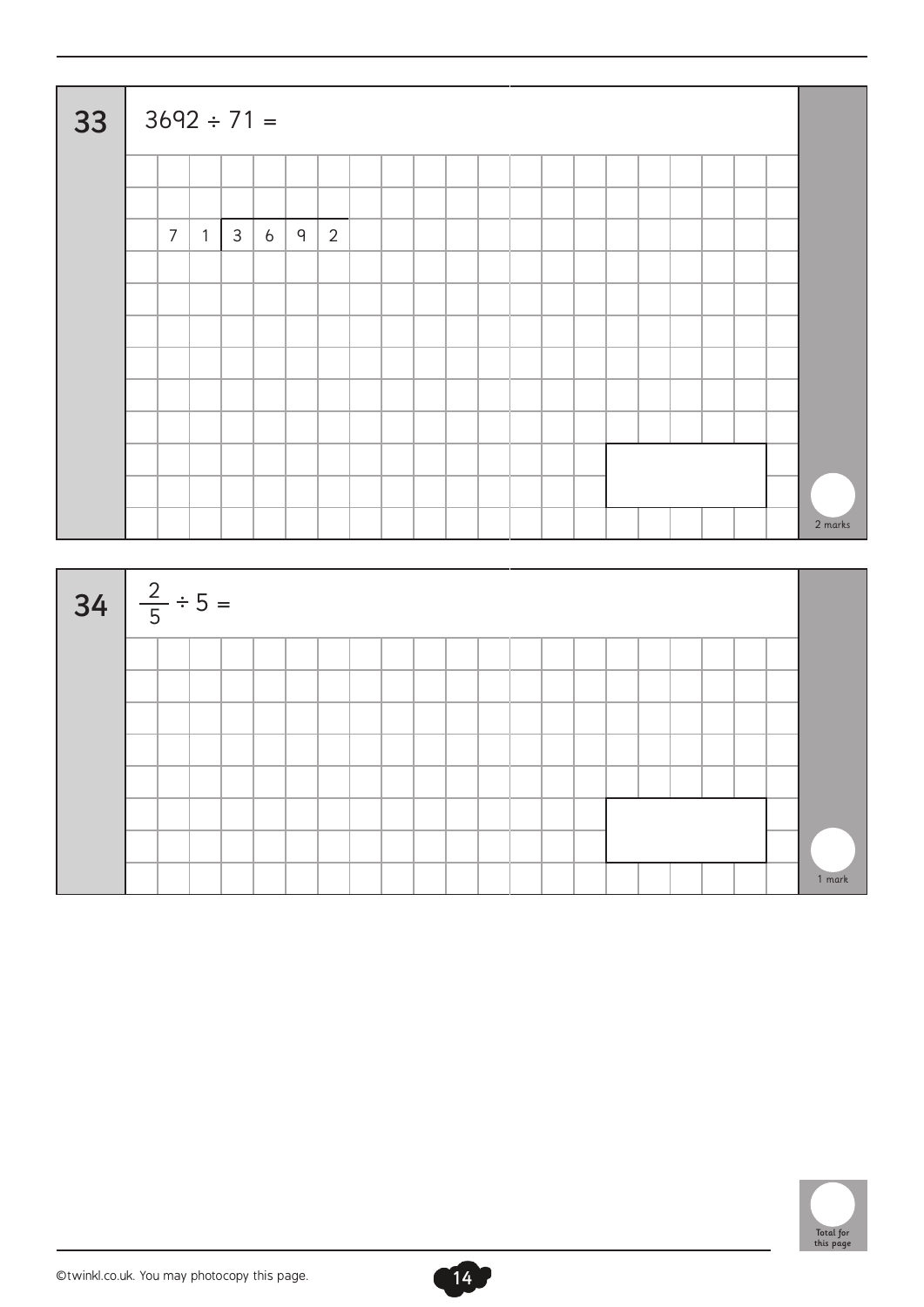**33** $3692 \div 71 =$

$$71\overline{)3692}$$

2 marks

**34** $\frac{2}{5} \div 5 =$

1 mark

Total for this page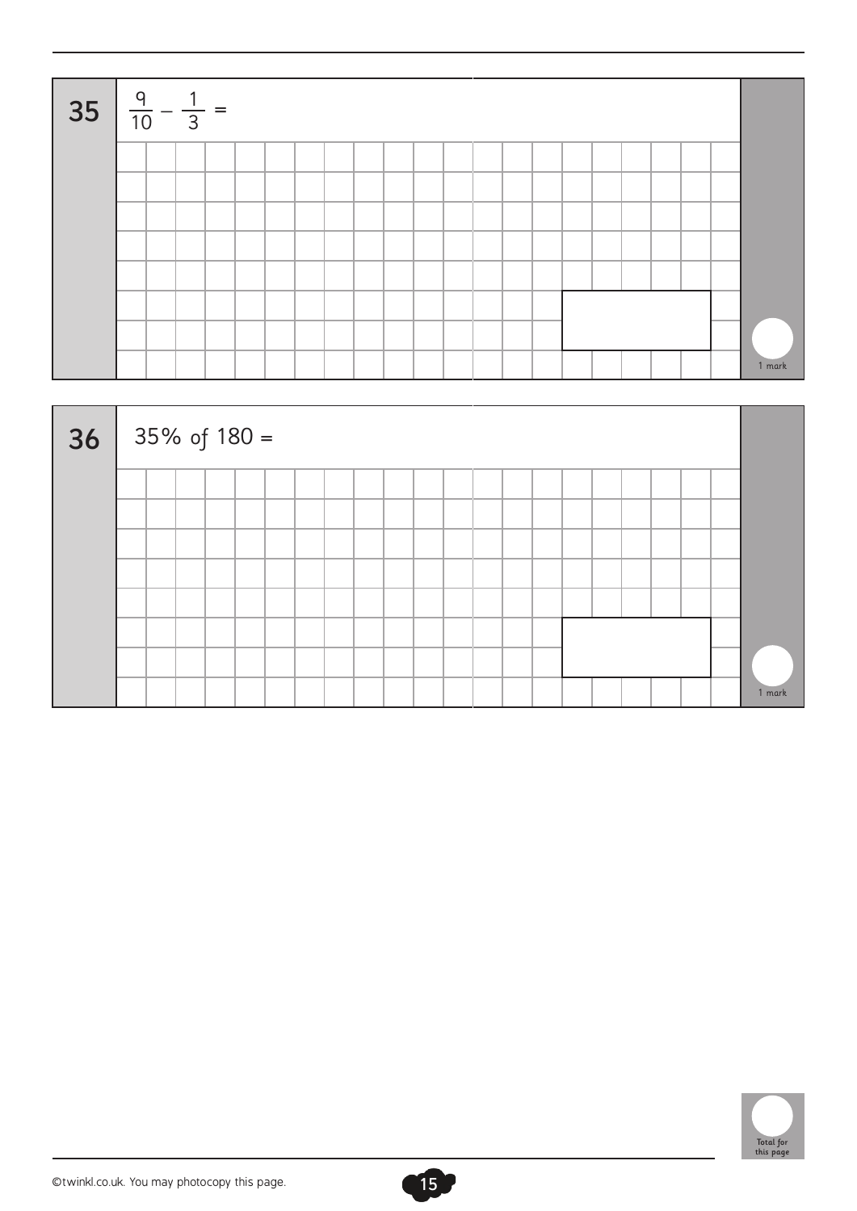**35** $\frac{9}{10} - \frac{1}{3} =$

1 mark

**36** 35% of 180 =

1 mark

Total for this page

©twinkl.co.uk. You may photocopy this page.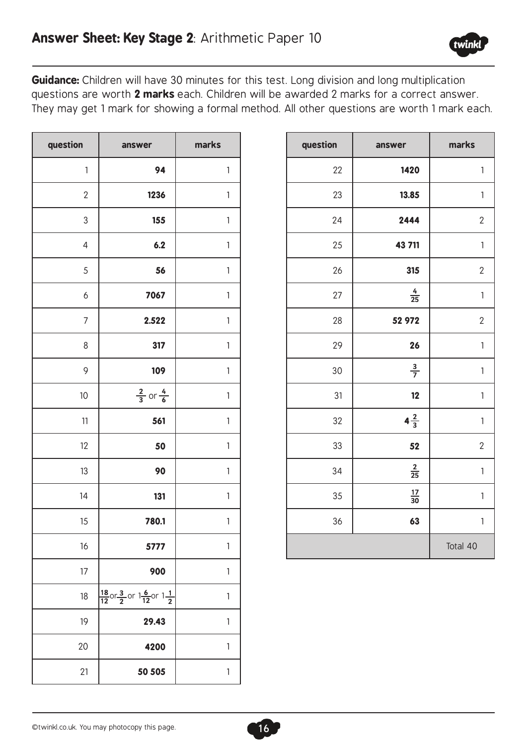# **Answer Sheet: Key Stage 2**: Arithmetic Paper 10

**Guidance:** Children will have 30 minutes for this test. Long division and long multiplication questions are worth **2 marks** each. Children will be awarded 2 marks for a correct answer. They may get 1 mark for showing a formal method. All other questions are worth 1 mark each.

| question | answer | marks |
|---|---|---|
| 1 | **94** | 1 |
| 2 | **1236** | 1 |
| 3 | **155** | 1 |
| 4 | **6.2** | 1 |
| 5 | **56** | 1 |
| 6 | **7067** | 1 |
| 7 | **2.522** | 1 |
| 8 | **317** | 1 |
| 9 | **109** | 1 |
| 10 | $\frac{2}{3}$ or $\frac{4}{6}$ | 1 |
| 11 | **561** | 1 |
| 12 | **50** | 1 |
| 13 | **90** | 1 |
| 14 | **131** | 1 |
| 15 | **780.1** | 1 |
| 16 | **5777** | 1 |
| 17 | **900** | 1 |
| 18 | $\frac{18}{12}$ or $\frac{3}{2}$ or $1\frac{6}{12}$ or $1\frac{1}{2}$ | 1 |
| 19 | **29.43** | 1 |
| 20 | **4200** | 1 |
| 21 | **50 505** | 1 |

| question | answer | marks |
|---|---|---|
| 22 | **1420** | 1 |
| 23 | **13.85** | 1 |
| 24 | **2444** | 2 |
| 25 | **43 711** | 1 |
| 26 | **315** | 2 |
| 27 | $\frac{4}{25}$ | 1 |
| 28 | **52 972** | 2 |
| 29 | **26** | 1 |
| 30 | $\frac{3}{7}$ | 1 |
| 31 | **12** | 1 |
| 32 | $4\frac{2}{3}$ | 1 |
| 33 | **52** | 2 |
| 34 | $\frac{2}{25}$ | 1 |
| 35 | $\frac{17}{30}$ | 1 |
| 36 | **63** | 1 |
| | | Total 40 |

©twinkl.co.uk. You may photocopy this page.